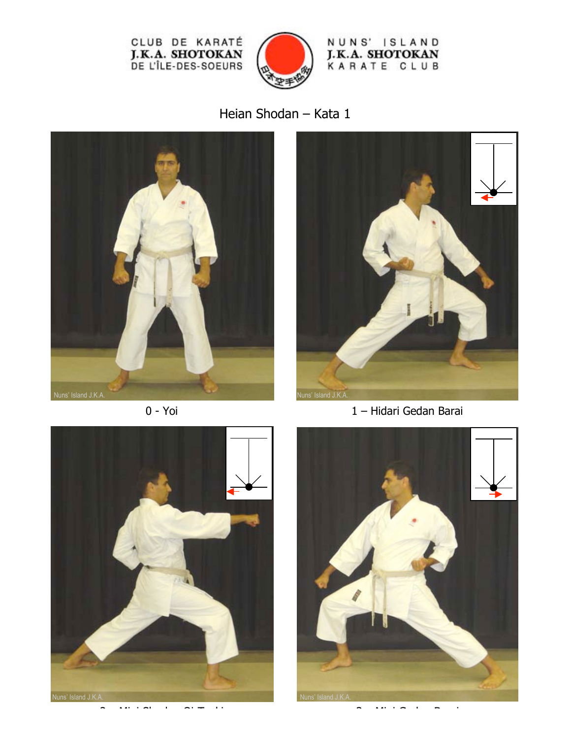CLUB DE KARATÉ J.K.A. SHOTOKAN DE L'ÎLE-DES-SOEURS

NUNS' ISLAND J.K.A. SHOTOKAN KARATE CLUB

# Heian Shodan – Kata 1

0 - Yoi

1 – Hidari Gedan Barai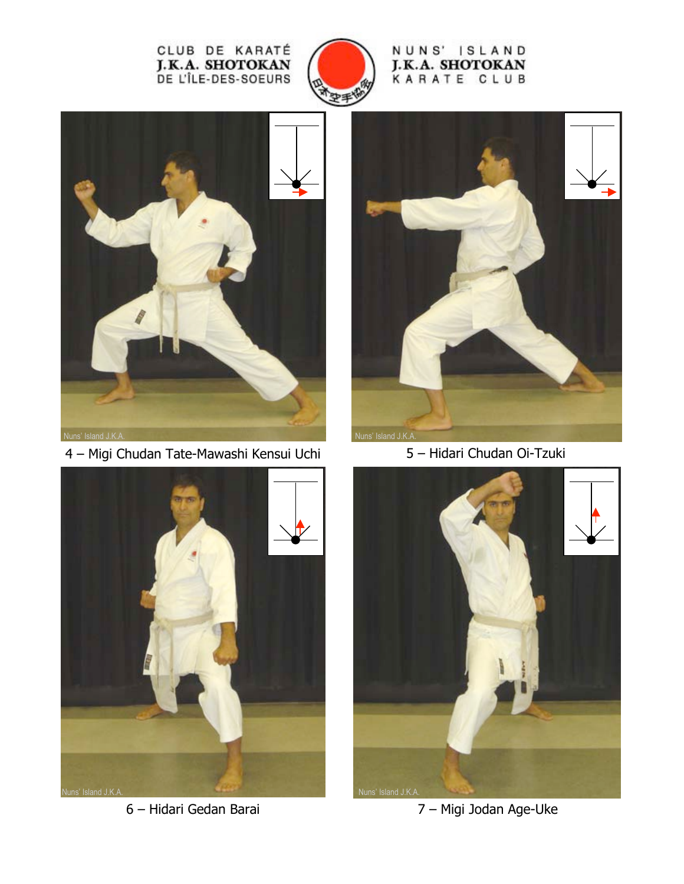4 – Migi Chudan Tate-Mawashi Kensui Uchi

5 – Hidari Chudan Oi-Tzuki

6 – Hidari Gedan Barai

7 – Migi Jodan Age-Uke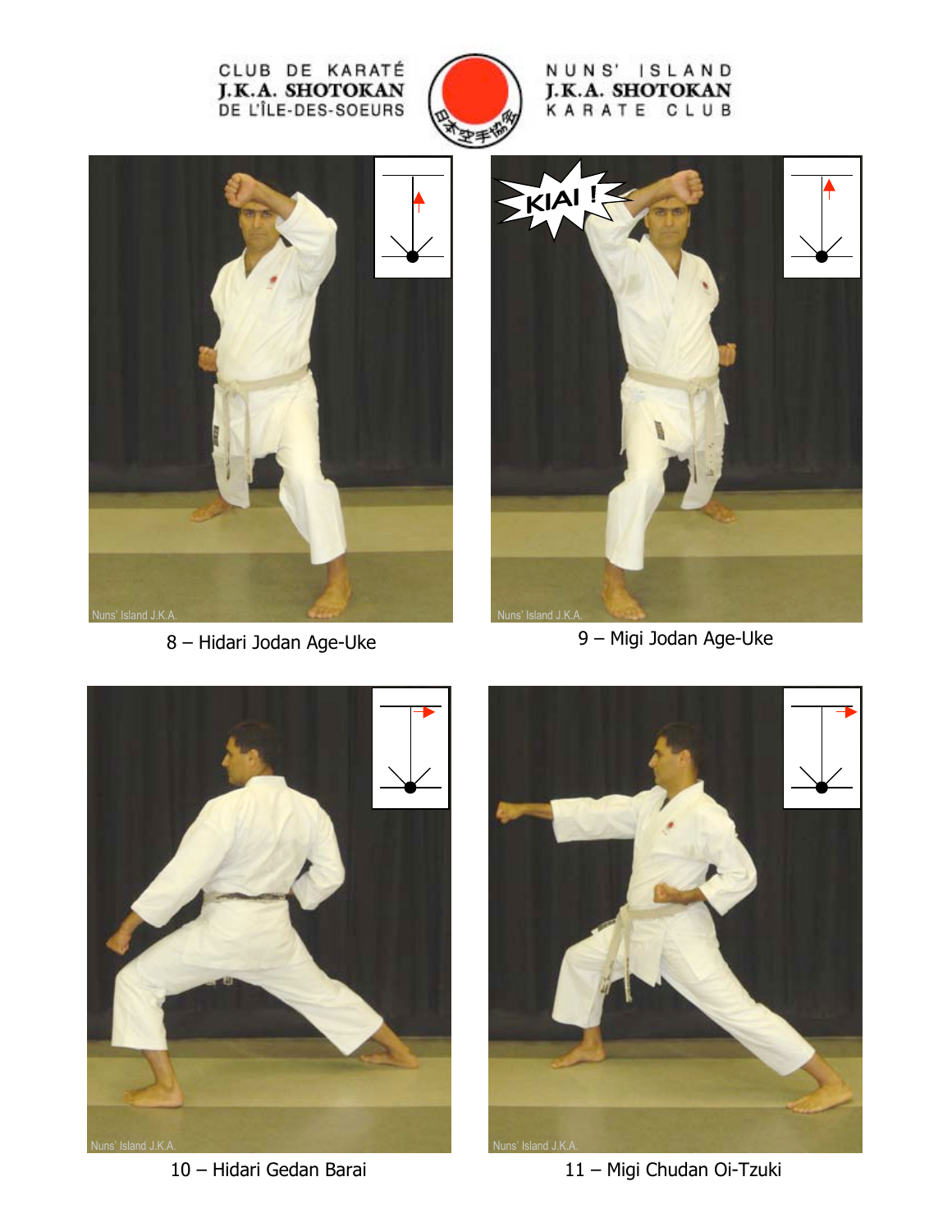8 – Hidari Jodan Age-Uke

9 – Migi Jodan Age-Uke

10 – Hidari Gedan Barai

11 – Migi Chudan Oi-Tzuki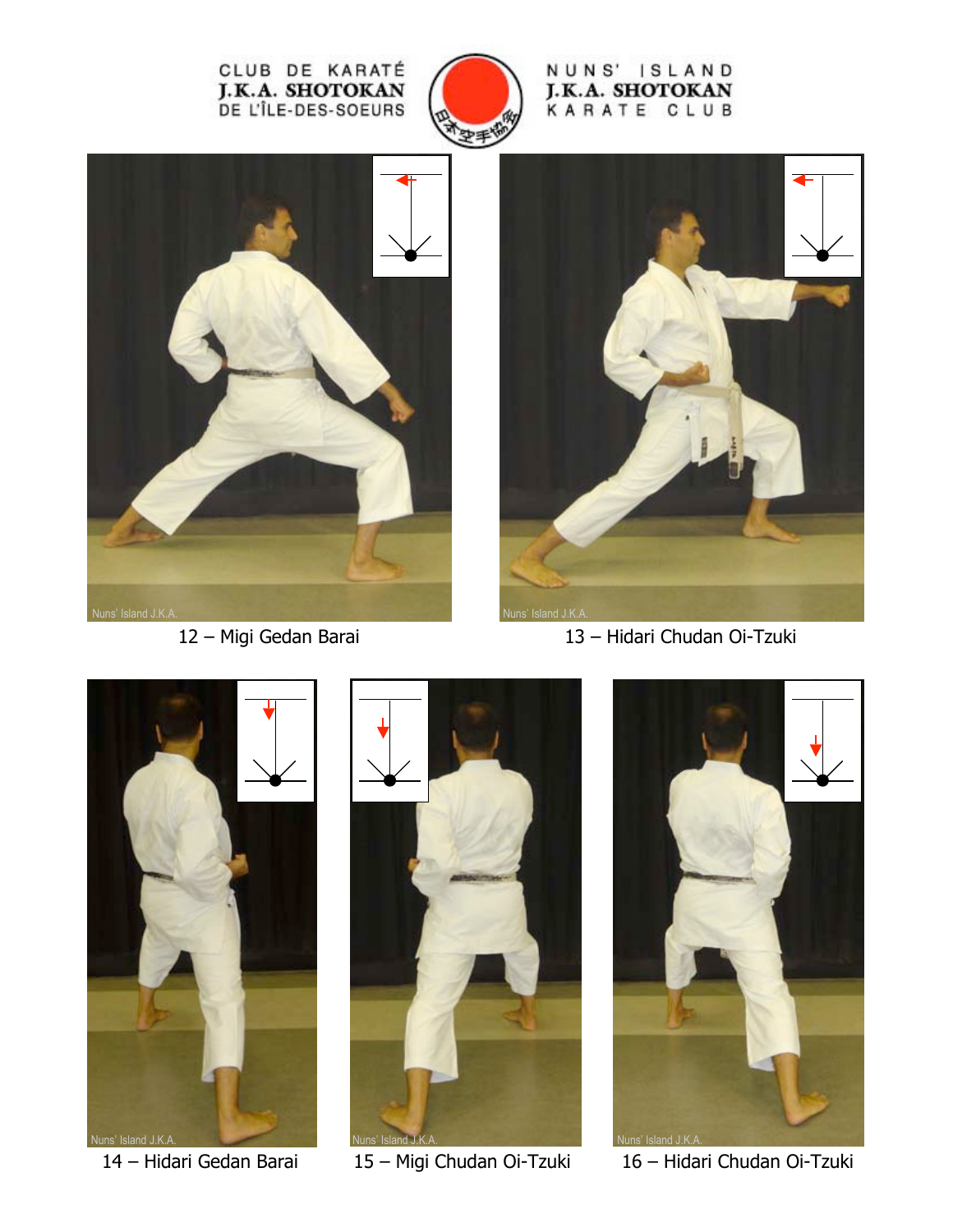CLUB DE KARATÉ J.K.A. SHOTOKAN DE L'ÎLE-DES-SOEURS

NUNS' ISLAND J.K.A. SHOTOKAN KARATE CLUB

12 – Migi Gedan Barai

13 – Hidari Chudan Oi-Tzuki

14 – Hidari Gedan Barai

15 – Migi Chudan Oi-Tzuki

16 – Hidari Chudan Oi-Tzuki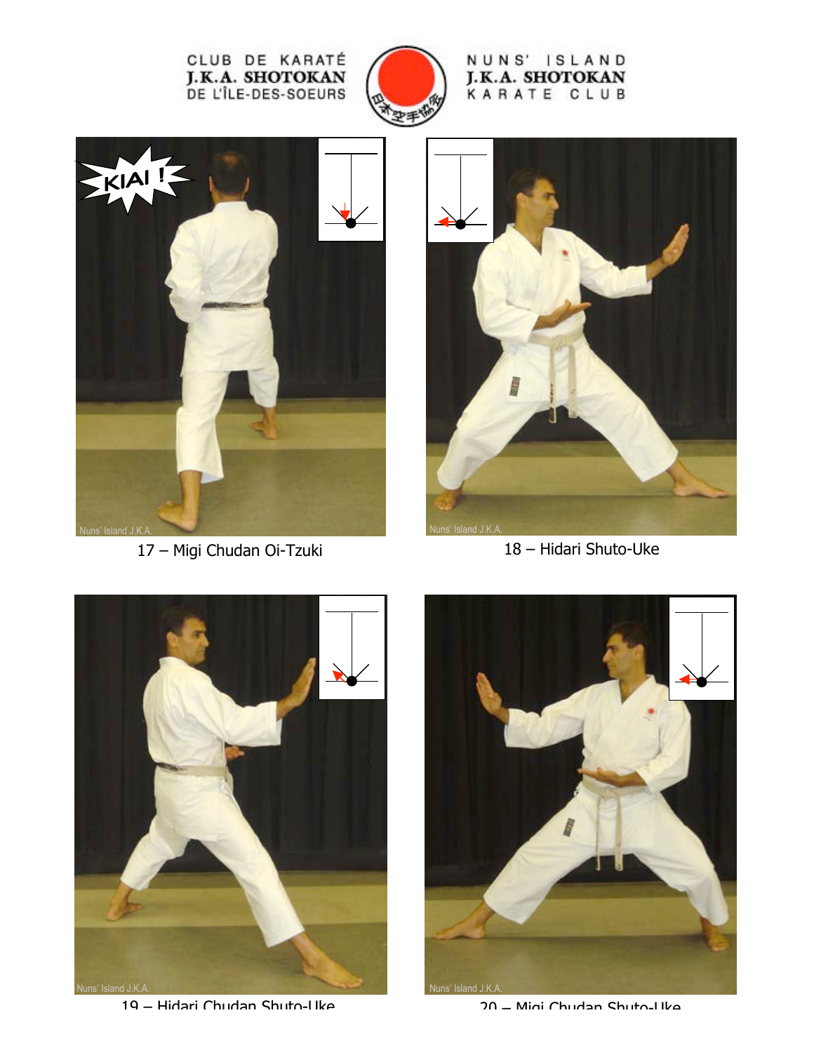CLUB DE KARATÉ J.K.A. SHOTOKAN DE L'ÎLE-DES-SOEURS

NUNS' ISLAND J.K.A. SHOTOKAN KARATE CLUB

17 – Migi Chudan Oi-Tzuki

18 – Hidari Shuto-Uke

19 – Hidari Chudan Shuto-Uke

20 – Migi Chudan Shuto-Uke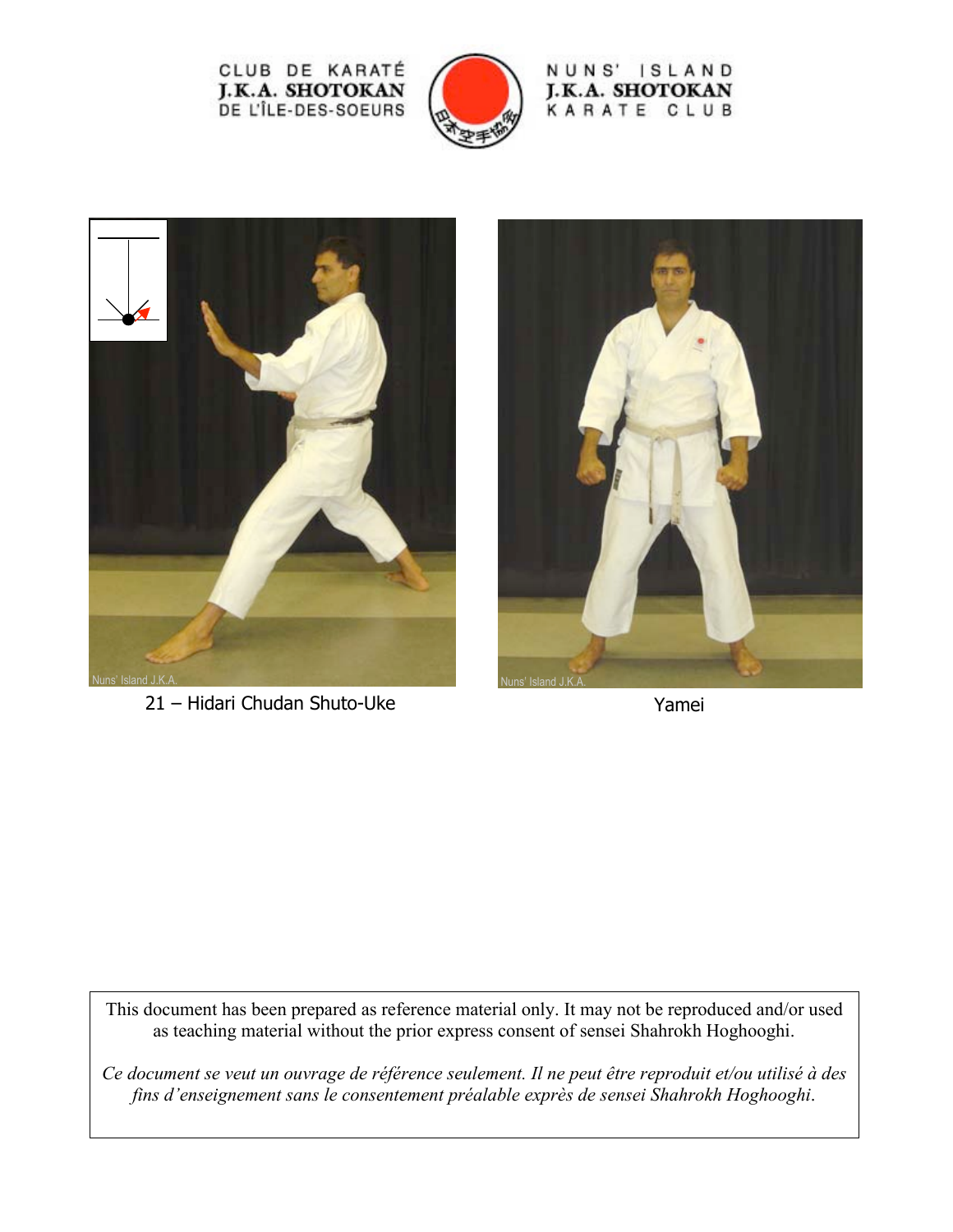21 – Hidari Chudan Shuto-Uke

Yamei

This document has been prepared as reference material only. It may not be reproduced and/or used as teaching material without the prior express consent of sensei Shahrokh Hoghooghi.

*Ce document se veut un ouvrage de référence seulement. Il ne peut être reproduit et/ou utilisé à des fins d'enseignement sans le consentement préalable exprès de sensei Shahrokh Hoghooghi.*